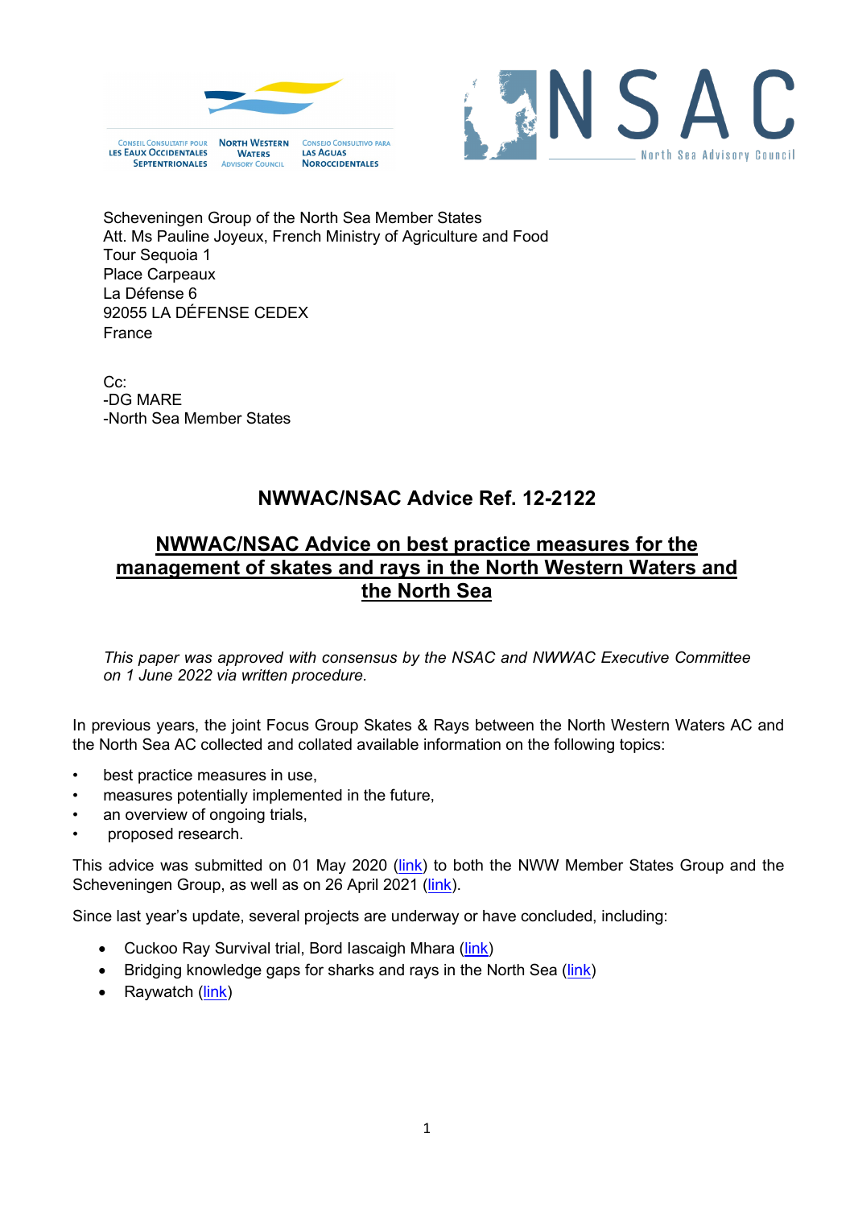Scheveningen Group of the North Sea Member States
Att. Ms Pauline Joyeux, French Ministry of Agriculture and Food
Tour Sequoia 1
Place Carpeaux
La Défense 6
92055 LA DÉFENSE CEDEX
France

Cc:
-DG MARE
-North Sea Member States

# NWWAC/NSAC Advice Ref. 12-2122

## NWWAC/NSAC Advice on best practice measures for the management of skates and rays in the North Western Waters and the North Sea

*This paper was approved with consensus by the NSAC and NWWAC Executive Committee on 1 June 2022 via written procedure.*

In previous years, the joint Focus Group Skates & Rays between the North Western Waters AC and the North Sea AC collected and collated available information on the following topics:

- best practice measures in use,
- measures potentially implemented in the future,
- an overview of ongoing trials,
- proposed research.

This advice was submitted on 01 May 2020 (link) to both the NWW Member States Group and the Scheveningen Group, as well as on 26 April 2021 (link).

Since last year's update, several projects are underway or have concluded, including:

- Cuckoo Ray Survival trial, Bord Iascaigh Mhara (link)
- Bridging knowledge gaps for sharks and rays in the North Sea (link)
- Raywatch (link)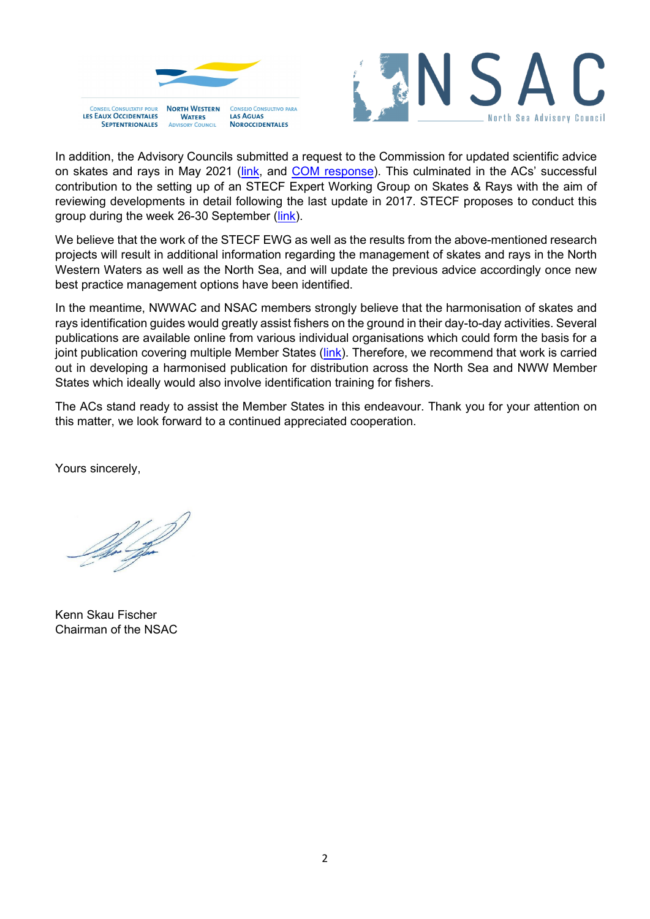In addition, the Advisory Councils submitted a request to the Commission for updated scientific advice on skates and rays in May 2021 (link, and COM response). This culminated in the ACs' successful contribution to the setting up of an STECF Expert Working Group on Skates & Rays with the aim of reviewing developments in detail following the last update in 2017. STECF proposes to conduct this group during the week 26-30 September (link).

We believe that the work of the STECF EWG as well as the results from the above-mentioned research projects will result in additional information regarding the management of skates and rays in the North Western Waters as well as the North Sea, and will update the previous advice accordingly once new best practice management options have been identified.

In the meantime, NWWAC and NSAC members strongly believe that the harmonisation of skates and rays identification guides would greatly assist fishers on the ground in their day-to-day activities. Several publications are available online from various individual organisations which could form the basis for a joint publication covering multiple Member States (link). Therefore, we recommend that work is carried out in developing a harmonised publication for distribution across the North Sea and NWW Member States which ideally would also involve identification training for fishers.

The ACs stand ready to assist the Member States in this endeavour. Thank you for your attention on this matter, we look forward to a continued appreciated cooperation.

Yours sincerely,

Kenn Skau Fischer
Chairman of the NSAC